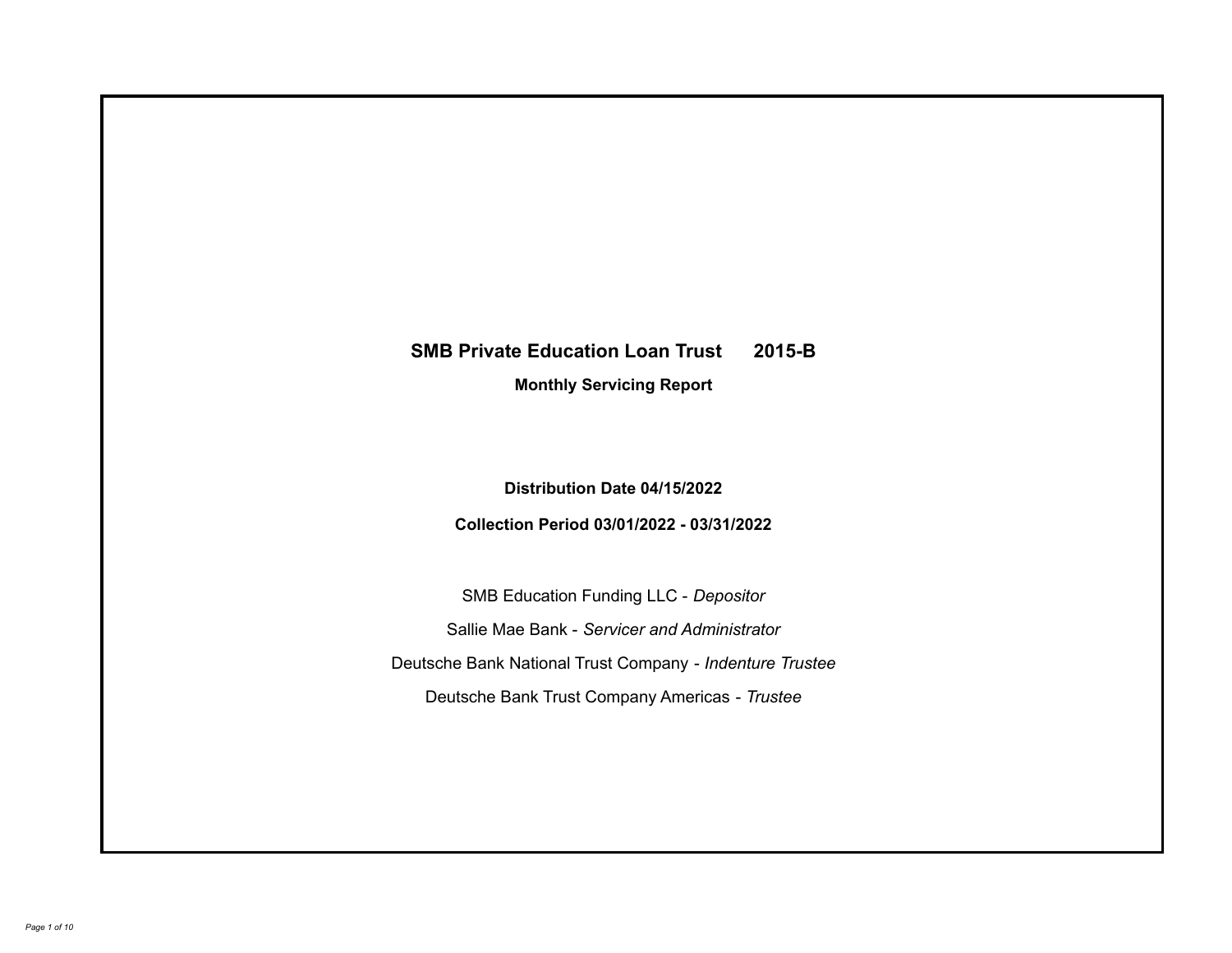# SMB Private Education Loan Trust 2015-B

**Monthly Servicing Report**

**Distribution Date 04/15/2022**

**Collection Period 03/01/2022 - 03/31/2022**

SMB Education Funding LLC - *Depositor*

Sallie Mae Bank - *Servicer and Administrator*

Deutsche Bank National Trust Company - *Indenture Trustee*

Deutsche Bank Trust Company Americas - *Trustee*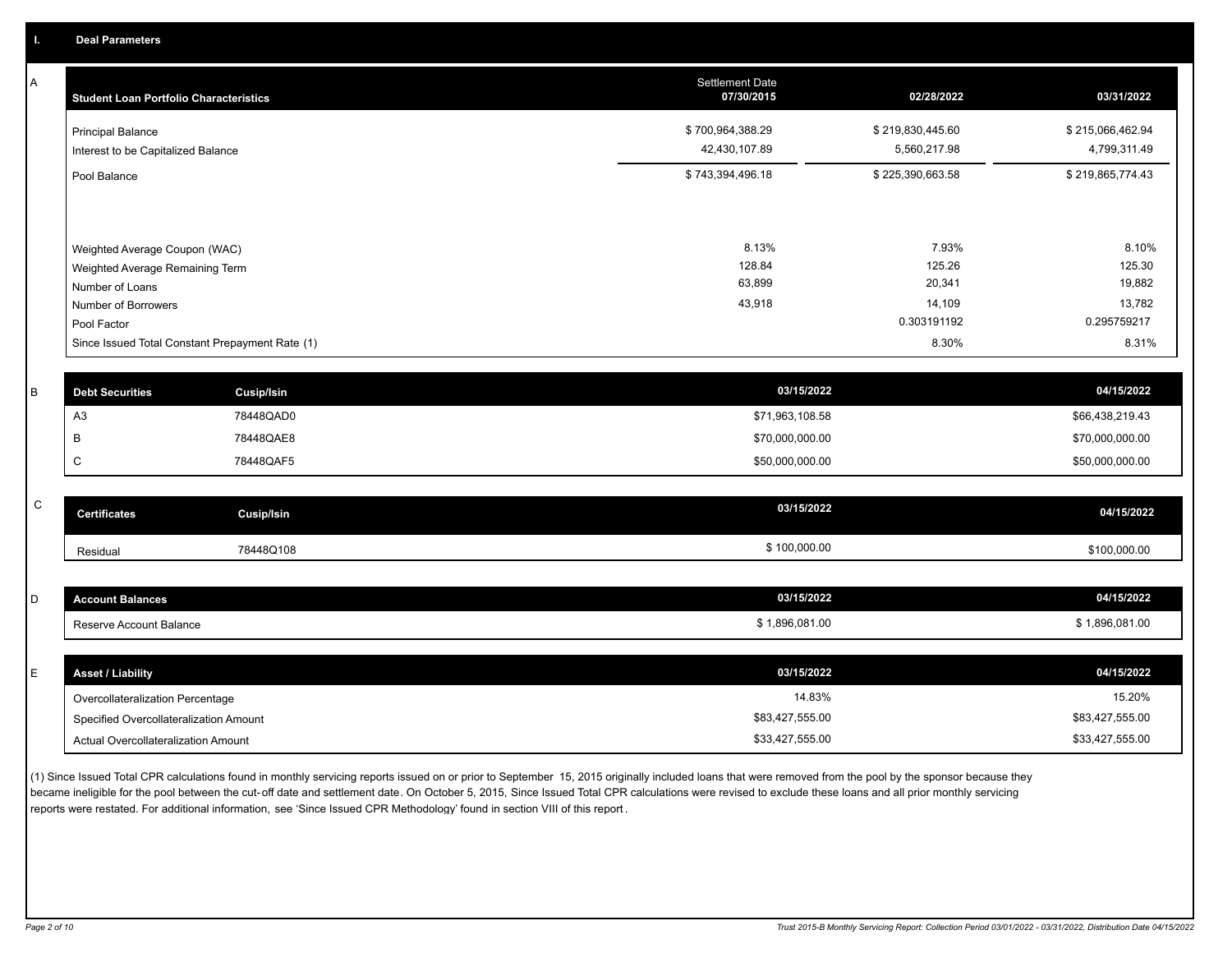## I. Deal Parameters

### A

| Student Loan Portfolio Characteristics | Settlement Date 07/30/2015 | 02/28/2022 | 03/31/2022 |
|---|---|---|---|
| Principal Balance | $ 700,964,388.29 | $ 219,830,445.60 | $ 215,066,462.94 |
| Interest to be Capitalized Balance | 42,430,107.89 | 5,560,217.98 | 4,799,311.49 |
| Pool Balance | $ 743,394,496.18 | $ 225,390,663.58 | $ 219,865,774.43 |
| Weighted Average Coupon (WAC) | 8.13% | 7.93% | 8.10% |
| Weighted Average Remaining Term | 128.84 | 125.26 | 125.30 |
| Number of Loans | 63,899 | 20,341 | 19,882 |
| Number of Borrowers | 43,918 | 14,109 | 13,782 |
| Pool Factor | | 0.303191192 | 0.295759217 |
| Since Issued Total Constant Prepayment Rate (1) | | 8.30% | 8.31% |

### B

| Debt Securities | Cusip/Isin | 03/15/2022 | 04/15/2022 |
|---|---|---|---|
| A3 | 78448QAD0 | $71,963,108.58 | $66,438,219.43 |
| B | 78448QAE8 | $70,000,000.00 | $70,000,000.00 |
| C | 78448QAF5 | $50,000,000.00 | $50,000,000.00 |

### C

| Certificates | Cusip/Isin | 03/15/2022 | 04/15/2022 |
|---|---|---|---|
| Residual | 78448Q108 | $ 100,000.00 | $100,000.00 |

### D

| Account Balances | 03/15/2022 | 04/15/2022 |
|---|---|---|
| Reserve Account Balance | $ 1,896,081.00 | $ 1,896,081.00 |

### E

| Asset / Liability | 03/15/2022 | 04/15/2022 |
|---|---|---|
| Overcollateralization Percentage | 14.83% | 15.20% |
| Specified Overcollateralization Amount | $83,427,555.00 | $83,427,555.00 |
| Actual Overcollateralization Amount | $33,427,555.00 | $33,427,555.00 |

(1) Since Issued Total CPR calculations found in monthly servicing reports issued on or prior to September 15, 2015 originally included loans that were removed from the pool by the sponsor because they became ineligible for the pool between the cut-off date and settlement date. On October 5, 2015, Since Issued Total CPR calculations were revised to exclude these loans and all prior monthly servicing reports were restated. For additional information, see 'Since Issued CPR Methodology' found in section VIII of this report.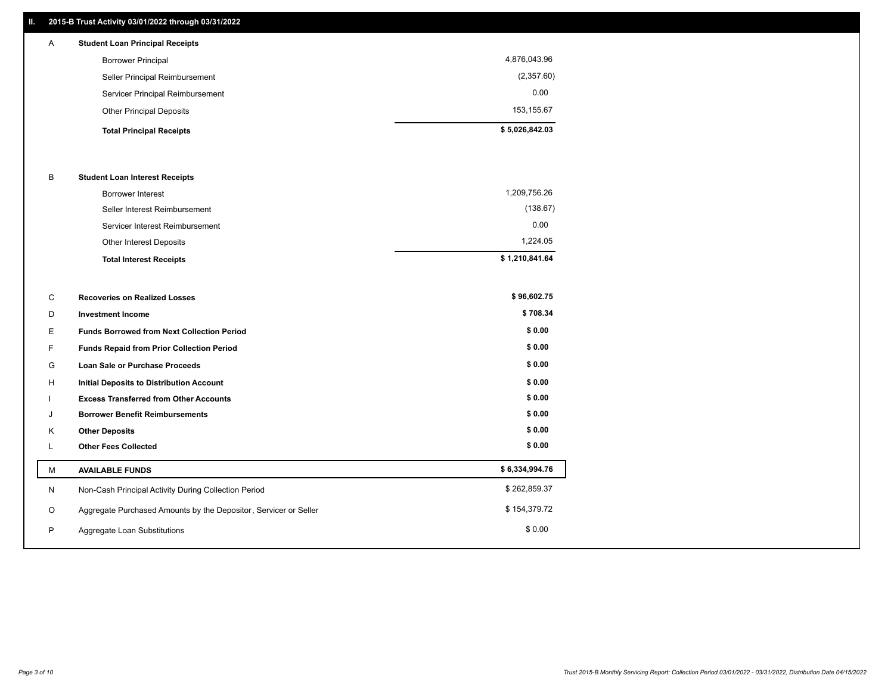## II. 2015-B Trust Activity 03/01/2022 through 03/31/2022

| | | |
|---|---|---|
| A | **Student Loan Principal Receipts** | |
| | Borrower Principal | 4,876,043.96 |
| | Seller Principal Reimbursement | (2,357.60) |
| | Servicer Principal Reimbursement | 0.00 |
| | Other Principal Deposits | 153,155.67 |
| | **Total Principal Receipts** | **$ 5,026,842.03** |
| B | **Student Loan Interest Receipts** | |
| | Borrower Interest | 1,209,756.26 |
| | Seller Interest Reimbursement | (138.67) |
| | Servicer Interest Reimbursement | 0.00 |
| | Other Interest Deposits | 1,224.05 |
| | **Total Interest Receipts** | **$ 1,210,841.64** |
| C | **Recoveries on Realized Losses** | **$ 96,602.75** |
| D | **Investment Income** | **$ 708.34** |
| E | **Funds Borrowed from Next Collection Period** | **$ 0.00** |
| F | **Funds Repaid from Prior Collection Period** | **$ 0.00** |
| G | **Loan Sale or Purchase Proceeds** | **$ 0.00** |
| H | **Initial Deposits to Distribution Account** | **$ 0.00** |
| I | **Excess Transferred from Other Accounts** | **$ 0.00** |
| J | **Borrower Benefit Reimbursements** | **$ 0.00** |
| K | **Other Deposits** | **$ 0.00** |
| L | **Other Fees Collected** | **$ 0.00** |
| M | **AVAILABLE FUNDS** | **$ 6,334,994.76** |
| N | Non-Cash Principal Activity During Collection Period | $ 262,859.37 |
| O | Aggregate Purchased Amounts by the Depositor, Servicer or Seller | $ 154,379.72 |
| P | Aggregate Loan Substitutions | $ 0.00 |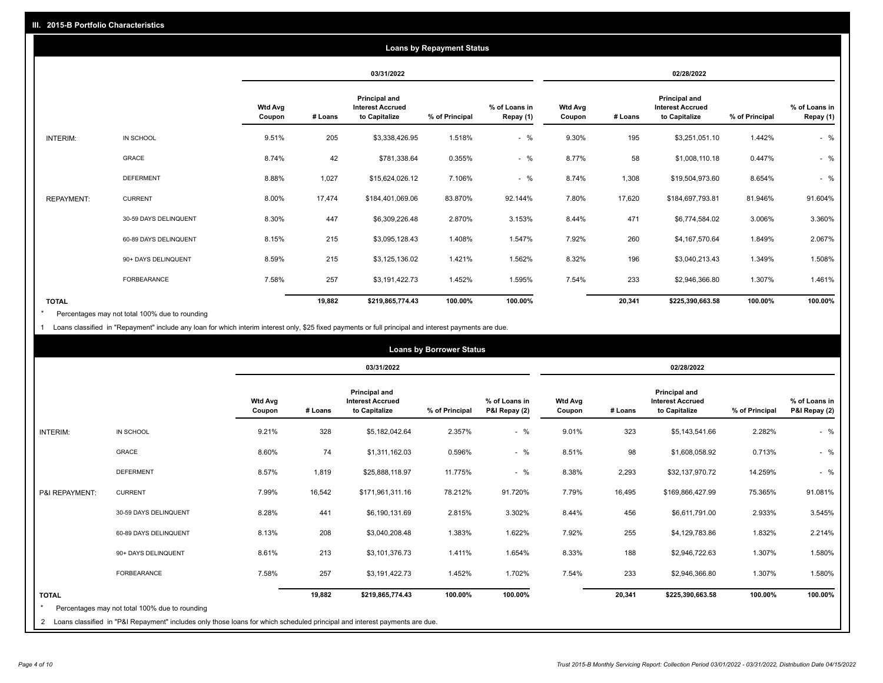## III. 2015-B Portfolio Characteristics

### Loans by Repayment Status

| | | 03/31/2022 | | | | | 02/28/2022 | | | | |
|---|---|---|---|---|---|---|---|---|---|---|---|
| | | Wtd Avg Coupon | # Loans | Principal and Interest Accrued to Capitalize | % of Principal | % of Loans in Repay (1) | Wtd Avg Coupon | # Loans | Principal and Interest Accrued to Capitalize | % of Principal | % of Loans in Repay (1) |
| INTERIM: | IN SCHOOL | 9.51% | 205 | $3,338,426.95 | 1.518% | - % | 9.30% | 195 | $3,251,051.10 | 1.442% | - % |
| | GRACE | 8.74% | 42 | $781,338.64 | 0.355% | - % | 8.77% | 58 | $1,008,110.18 | 0.447% | - % |
| | DEFERMENT | 8.88% | 1,027 | $15,624,026.12 | 7.106% | - % | 8.74% | 1,308 | $19,504,973.60 | 8.654% | - % |
| REPAYMENT: | CURRENT | 8.00% | 17,474 | $184,401,069.06 | 83.870% | 92.144% | 7.80% | 17,620 | $184,697,793.81 | 81.946% | 91.604% |
| | 30-59 DAYS DELINQUENT | 8.30% | 447 | $6,309,226.48 | 2.870% | 3.153% | 8.44% | 471 | $6,774,584.02 | 3.006% | 3.360% |
| | 60-89 DAYS DELINQUENT | 8.15% | 215 | $3,095,128.43 | 1.408% | 1.547% | 7.92% | 260 | $4,167,570.64 | 1.849% | 2.067% |
| | 90+ DAYS DELINQUENT | 8.59% | 215 | $3,125,136.02 | 1.421% | 1.562% | 8.32% | 196 | $3,040,213.43 | 1.349% | 1.508% |
| | FORBEARANCE | 7.58% | 257 | $3,191,422.73 | 1.452% | 1.595% | 7.54% | 233 | $2,946,366.80 | 1.307% | 1.461% |
| **TOTAL** | | | **19,882** | **$219,865,774.43** | **100.00%** | **100.00%** | | **20,341** | **$225,390,663.58** | **100.00%** | **100.00%** |

\* Percentages may not total 100% due to rounding

1 Loans classified in "Repayment" include any loan for which interim interest only, $25 fixed payments or full principal and interest payments are due.

### Loans by Borrower Status

| | | 03/31/2022 | | | | | 02/28/2022 | | | | |
|---|---|---|---|---|---|---|---|---|---|---|---|
| | | Wtd Avg Coupon | # Loans | Principal and Interest Accrued to Capitalize | % of Principal | % of Loans in P&I Repay (2) | Wtd Avg Coupon | # Loans | Principal and Interest Accrued to Capitalize | % of Principal | % of Loans in P&I Repay (2) |
| INTERIM: | IN SCHOOL | 9.21% | 328 | $5,182,042.64 | 2.357% | - % | 9.01% | 323 | $5,143,541.66 | 2.282% | - % |
| | GRACE | 8.60% | 74 | $1,311,162.03 | 0.596% | - % | 8.51% | 98 | $1,608,058.92 | 0.713% | - % |
| | DEFERMENT | 8.57% | 1,819 | $25,888,118.97 | 11.775% | - % | 8.38% | 2,293 | $32,137,970.72 | 14.259% | - % |
| P&I REPAYMENT: | CURRENT | 7.99% | 16,542 | $171,961,311.16 | 78.212% | 91.720% | 7.79% | 16,495 | $169,866,427.99 | 75.365% | 91.081% |
| | 30-59 DAYS DELINQUENT | 8.28% | 441 | $6,190,131.69 | 2.815% | 3.302% | 8.44% | 456 | $6,611,791.00 | 2.933% | 3.545% |
| | 60-89 DAYS DELINQUENT | 8.13% | 208 | $3,040,208.48 | 1.383% | 1.622% | 7.92% | 255 | $4,129,783.86 | 1.832% | 2.214% |
| | 90+ DAYS DELINQUENT | 8.61% | 213 | $3,101,376.73 | 1.411% | 1.654% | 8.33% | 188 | $2,946,722.63 | 1.307% | 1.580% |
| | FORBEARANCE | 7.58% | 257 | $3,191,422.73 | 1.452% | 1.702% | 7.54% | 233 | $2,946,366.80 | 1.307% | 1.580% |
| **TOTAL** | | | **19,882** | **$219,865,774.43** | **100.00%** | **100.00%** | | **20,341** | **$225,390,663.58** | **100.00%** | **100.00%** |

\* Percentages may not total 100% due to rounding

2 Loans classified in "P&I Repayment" includes only those loans for which scheduled principal and interest payments are due.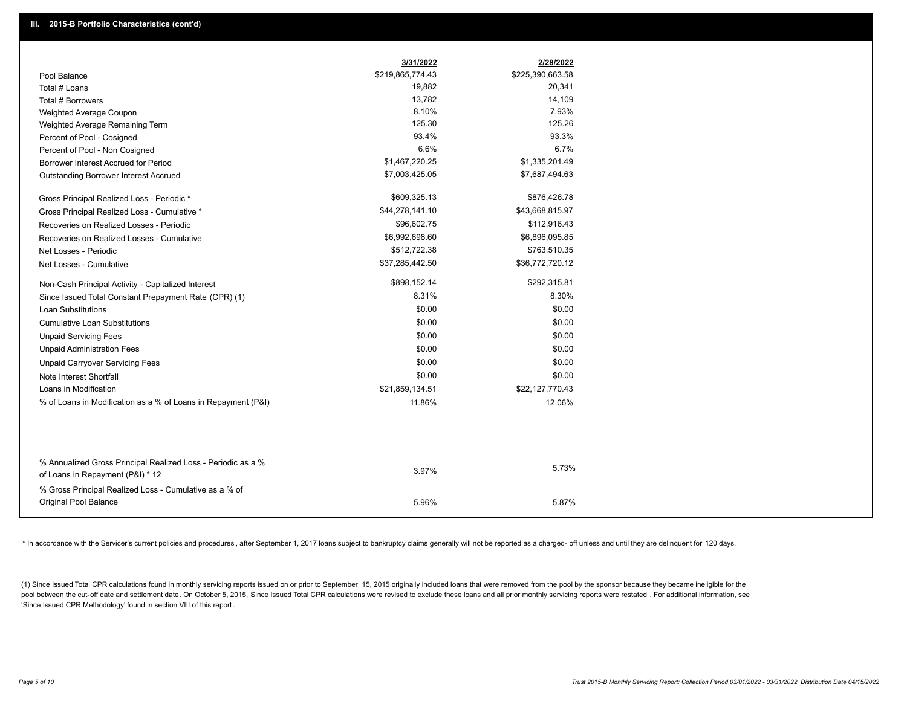## III. 2015-B Portfolio Characteristics (cont'd)

| | 3/31/2022 | 2/28/2022 |
|---|---|---|
| Pool Balance | $219,865,774.43 | $225,390,663.58 |
| Total # Loans | 19,882 | 20,341 |
| Total # Borrowers | 13,782 | 14,109 |
| Weighted Average Coupon | 8.10% | 7.93% |
| Weighted Average Remaining Term | 125.30 | 125.26 |
| Percent of Pool - Cosigned | 93.4% | 93.3% |
| Percent of Pool - Non Cosigned | 6.6% | 6.7% |
| Borrower Interest Accrued for Period | $1,467,220.25 | $1,335,201.49 |
| Outstanding Borrower Interest Accrued | $7,003,425.05 | $7,687,494.63 |
| Gross Principal Realized Loss - Periodic * | $609,325.13 | $876,426.78 |
| Gross Principal Realized Loss - Cumulative * | $44,278,141.10 | $43,668,815.97 |
| Recoveries on Realized Losses - Periodic | $96,602.75 | $112,916.43 |
| Recoveries on Realized Losses - Cumulative | $6,992,698.60 | $6,896,095.85 |
| Net Losses - Periodic | $512,722.38 | $763,510.35 |
| Net Losses - Cumulative | $37,285,442.50 | $36,772,720.12 |
| Non-Cash Principal Activity - Capitalized Interest | $898,152.14 | $292,315.81 |
| Since Issued Total Constant Prepayment Rate (CPR) (1) | 8.31% | 8.30% |
| Loan Substitutions | $0.00 | $0.00 |
| Cumulative Loan Substitutions | $0.00 | $0.00 |
| Unpaid Servicing Fees | $0.00 | $0.00 |
| Unpaid Administration Fees | $0.00 | $0.00 |
| Unpaid Carryover Servicing Fees | $0.00 | $0.00 |
| Note Interest Shortfall | $0.00 | $0.00 |
| Loans in Modification | $21,859,134.51 | $22,127,770.43 |
| % of Loans in Modification as a % of Loans in Repayment (P&I) | 11.86% | 12.06% |
| % Annualized Gross Principal Realized Loss - Periodic as a % of Loans in Repayment (P&I) * 12 | 3.97% | 5.73% |
| % Gross Principal Realized Loss - Cumulative as a % of Original Pool Balance | 5.96% | 5.87% |

* In accordance with the Servicer's current policies and procedures , after September 1, 2017 loans subject to bankruptcy claims generally will not be reported as a charged- off unless and until they are delinquent for 120 days.

(1) Since Issued Total CPR calculations found in monthly servicing reports issued on or prior to September 15, 2015 originally included loans that were removed from the pool by the sponsor because they became ineligible for the pool between the cut-off date and settlement date. On October 5, 2015, Since Issued Total CPR calculations were revised to exclude these loans and all prior monthly servicing reports were restated . For additional information, see 'Since Issued CPR Methodology' found in section VIII of this report .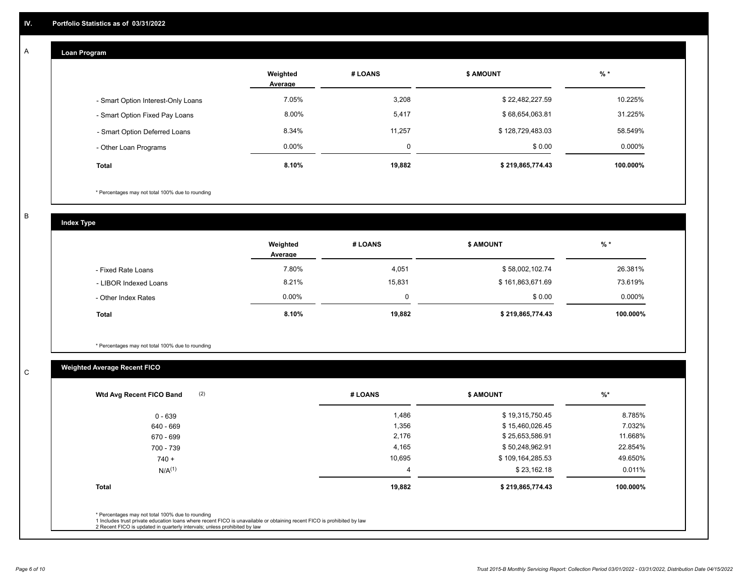## IV. Portfolio Statistics as of 03/31/2022

### A. Loan Program

| | Weighted Average | # LOANS | $ AMOUNT | % * |
|---|---|---|---|---|
| - Smart Option Interest-Only Loans | 7.05% | 3,208 | $ 22,482,227.59 | 10.225% |
| - Smart Option Fixed Pay Loans | 8.00% | 5,417 | $ 68,654,063.81 | 31.225% |
| - Smart Option Deferred Loans | 8.34% | 11,257 | $ 128,729,483.03 | 58.549% |
| - Other Loan Programs | 0.00% | 0 | $ 0.00 | 0.000% |
| **Total** | **8.10%** | **19,882** | **$ 219,865,774.43** | **100.000%** |

\* Percentages may not total 100% due to rounding

### B. Index Type

| | Weighted Average | # LOANS | $ AMOUNT | % * |
|---|---|---|---|---|
| - Fixed Rate Loans | 7.80% | 4,051 | $ 58,002,102.74 | 26.381% |
| - LIBOR Indexed Loans | 8.21% | 15,831 | $ 161,863,671.69 | 73.619% |
| - Other Index Rates | 0.00% | 0 | $ 0.00 | 0.000% |
| **Total** | **8.10%** | **19,882** | **$ 219,865,774.43** | **100.000%** |

\* Percentages may not total 100% due to rounding

### C. Weighted Average Recent FICO

| Wtd Avg Recent FICO Band (2) | # LOANS | $ AMOUNT | %* |
|---|---|---|---|
| 0 - 639 | 1,486 | $ 19,315,750.45 | 8.785% |
| 640 - 669 | 1,356 | $ 15,460,026.45 | 7.032% |
| 670 - 699 | 2,176 | $ 25,653,586.91 | 11.668% |
| 700 - 739 | 4,165 | $ 50,248,962.91 | 22.854% |
| 740 + | 10,695 | $ 109,164,285.53 | 49.650% |
| N/A(1) | 4 | $ 23,162.18 | 0.011% |
| **Total** | **19,882** | **$ 219,865,774.43** | **100.000%** |

\* Percentages may not total 100% due to rounding
1 Includes trust private education loans where recent FICO is unavailable or obtaining recent FICO is prohibited by law
2 Recent FICO is updated in quarterly intervals; unless prohibited by law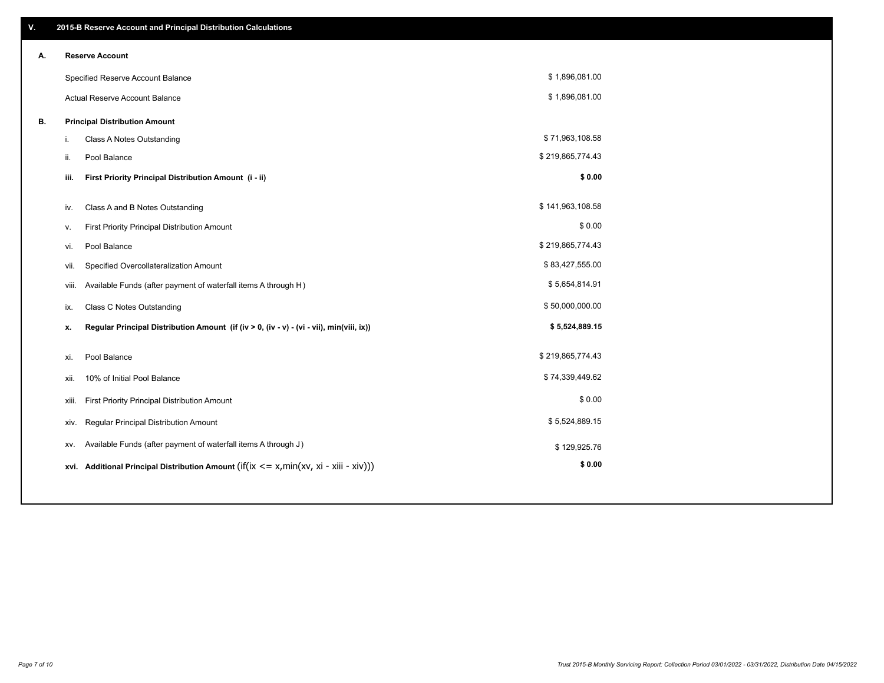## V. 2015-B Reserve Account and Principal Distribution Calculations

### A. Reserve Account

| | |
|---|---|
| Specified Reserve Account Balance | $ 1,896,081.00 |
| Actual Reserve Account Balance | $ 1,896,081.00 |

### B. Principal Distribution Amount

| | | |
|---|---|---|
| i. | Class A Notes Outstanding | $ 71,963,108.58 |
| ii. | Pool Balance | $ 219,865,774.43 |
| **iii.** | **First Priority Principal Distribution Amount (i - ii)** | **$ 0.00** |
| iv. | Class A and B Notes Outstanding | $ 141,963,108.58 |
| v. | First Priority Principal Distribution Amount | $ 0.00 |
| vi. | Pool Balance | $ 219,865,774.43 |
| vii. | Specified Overcollateralization Amount | $ 83,427,555.00 |
| viii. | Available Funds (after payment of waterfall items A through H) | $ 5,654,814.91 |
| ix. | Class C Notes Outstanding | $ 50,000,000.00 |
| **x.** | **Regular Principal Distribution Amount (if (iv > 0, (iv - v) - (vi - vii), min(viii, ix))** | **$ 5,524,889.15** |
| xi. | Pool Balance | $ 219,865,774.43 |
| xii. | 10% of Initial Pool Balance | $ 74,339,449.62 |
| xiii. | First Priority Principal Distribution Amount | $ 0.00 |
| xiv. | Regular Principal Distribution Amount | $ 5,524,889.15 |
| xv. | Available Funds (after payment of waterfall items A through J) | $ 129,925.76 |
| **xvi.** | **Additional Principal Distribution Amount** (if(ix <= x,min(xv, xi - xiii - xiv))) | **$ 0.00** |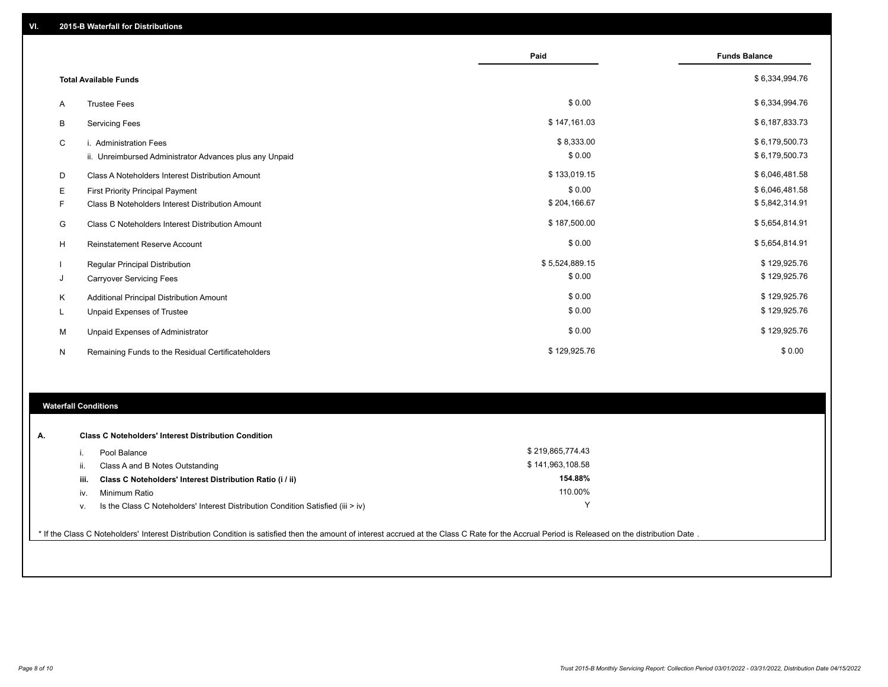## VI. 2015-B Waterfall for Distributions

| | | Paid | Funds Balance |
|---|---|---|---|
| | **Total Available Funds** | | $ 6,334,994.76 |
| A | Trustee Fees | $ 0.00 | $ 6,334,994.76 |
| B | Servicing Fees | $ 147,161.03 | $ 6,187,833.73 |
| C | i. Administration Fees | $ 8,333.00 | $ 6,179,500.73 |
| | ii. Unreimbursed Administrator Advances plus any Unpaid | $ 0.00 | $ 6,179,500.73 |
| D | Class A Noteholders Interest Distribution Amount | $ 133,019.15 | $ 6,046,481.58 |
| E | First Priority Principal Payment | $ 0.00 | $ 6,046,481.58 |
| F | Class B Noteholders Interest Distribution Amount | $ 204,166.67 | $ 5,842,314.91 |
| G | Class C Noteholders Interest Distribution Amount | $ 187,500.00 | $ 5,654,814.91 |
| H | Reinstatement Reserve Account | $ 0.00 | $ 5,654,814.91 |
| I | Regular Principal Distribution | $ 5,524,889.15 | $ 129,925.76 |
| J | Carryover Servicing Fees | $ 0.00 | $ 129,925.76 |
| K | Additional Principal Distribution Amount | $ 0.00 | $ 129,925.76 |
| L | Unpaid Expenses of Trustee | $ 0.00 | $ 129,925.76 |
| M | Unpaid Expenses of Administrator | $ 0.00 | $ 129,925.76 |
| N | Remaining Funds to the Residual Certificateholders | $ 129,925.76 | $ 0.00 |

## Waterfall Conditions

**A. Class C Noteholders' Interest Distribution Condition**

| | | |
|---|---|---|
| i. | Pool Balance | $ 219,865,774.43 |
| ii. | Class A and B Notes Outstanding | $ 141,963,108.58 |
| **iii.** | **Class C Noteholders' Interest Distribution Ratio (i / ii)** | **154.88%** |
| iv. | Minimum Ratio | 110.00% |
| v. | Is the Class C Noteholders' Interest Distribution Condition Satisfied (iii > iv) | Y |

* If the Class C Noteholders' Interest Distribution Condition is satisfied then the amount of interest accrued at the Class C Rate for the Accrual Period is Released on the distribution Date .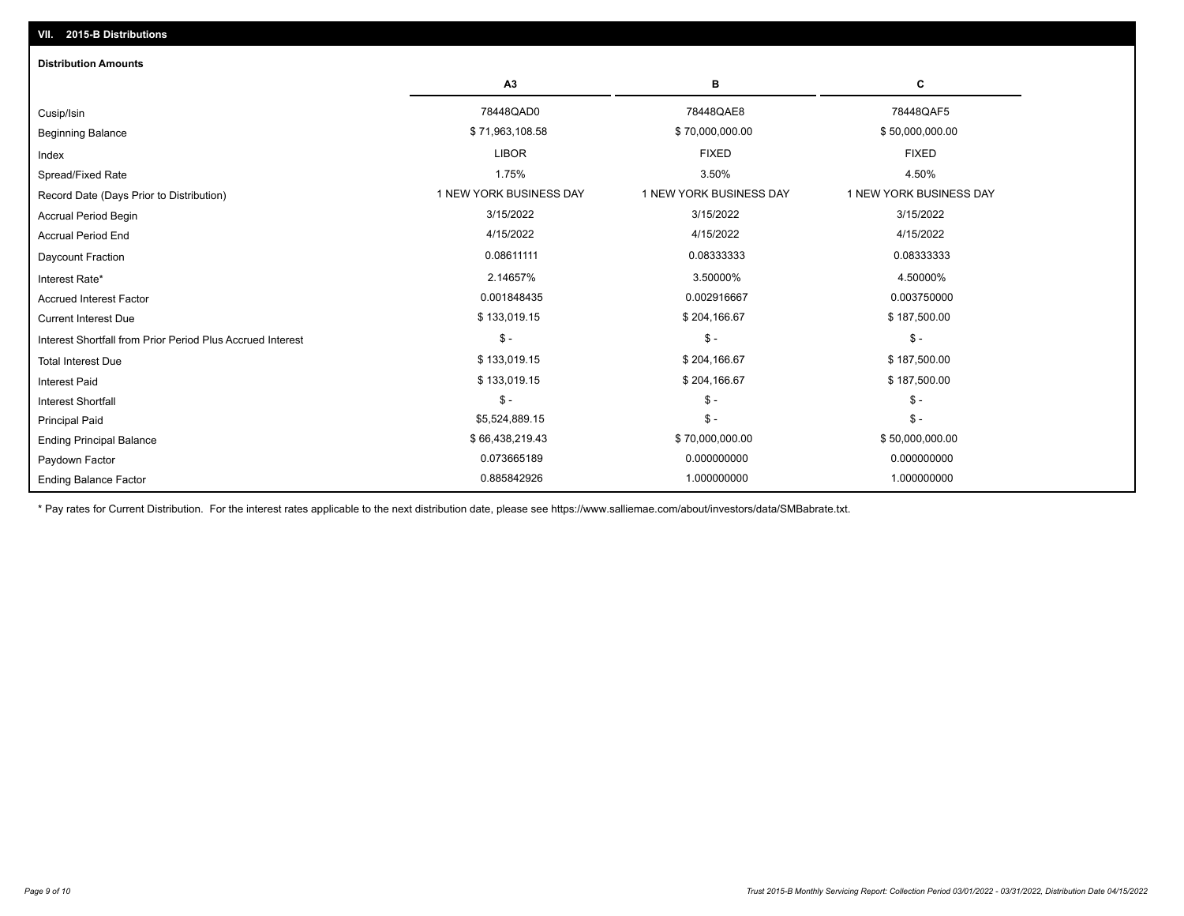## VII. 2015-B Distributions

### Distribution Amounts

| | A3 | B | C |
|---|---|---|---|
| Cusip/Isin | 78448QAD0 | 78448QAE8 | 78448QAF5 |
| Beginning Balance | $ 71,963,108.58 | $ 70,000,000.00 | $ 50,000,000.00 |
| Index | LIBOR | FIXED | FIXED |
| Spread/Fixed Rate | 1.75% | 3.50% | 4.50% |
| Record Date (Days Prior to Distribution) | 1 NEW YORK BUSINESS DAY | 1 NEW YORK BUSINESS DAY | 1 NEW YORK BUSINESS DAY |
| Accrual Period Begin | 3/15/2022 | 3/15/2022 | 3/15/2022 |
| Accrual Period End | 4/15/2022 | 4/15/2022 | 4/15/2022 |
| Daycount Fraction | 0.08611111 | 0.08333333 | 0.08333333 |
| Interest Rate* | 2.14657% | 3.50000% | 4.50000% |
| Accrued Interest Factor | 0.001848435 | 0.002916667 | 0.003750000 |
| Current Interest Due | $ 133,019.15 | $ 204,166.67 | $ 187,500.00 |
| Interest Shortfall from Prior Period Plus Accrued Interest | $ - | $ - | $ - |
| Total Interest Due | $ 133,019.15 | $ 204,166.67 | $ 187,500.00 |
| Interest Paid | $ 133,019.15 | $ 204,166.67 | $ 187,500.00 |
| Interest Shortfall | $ - | $ - | $ - |
| Principal Paid | $5,524,889.15 | $ - | $ - |
| Ending Principal Balance | $ 66,438,219.43 | $ 70,000,000.00 | $ 50,000,000.00 |
| Paydown Factor | 0.073665189 | 0.000000000 | 0.000000000 |
| Ending Balance Factor | 0.885842926 | 1.000000000 | 1.000000000 |

* Pay rates for Current Distribution. For the interest rates applicable to the next distribution date, please see https://www.salliemae.com/about/investors/data/SMBabrate.txt.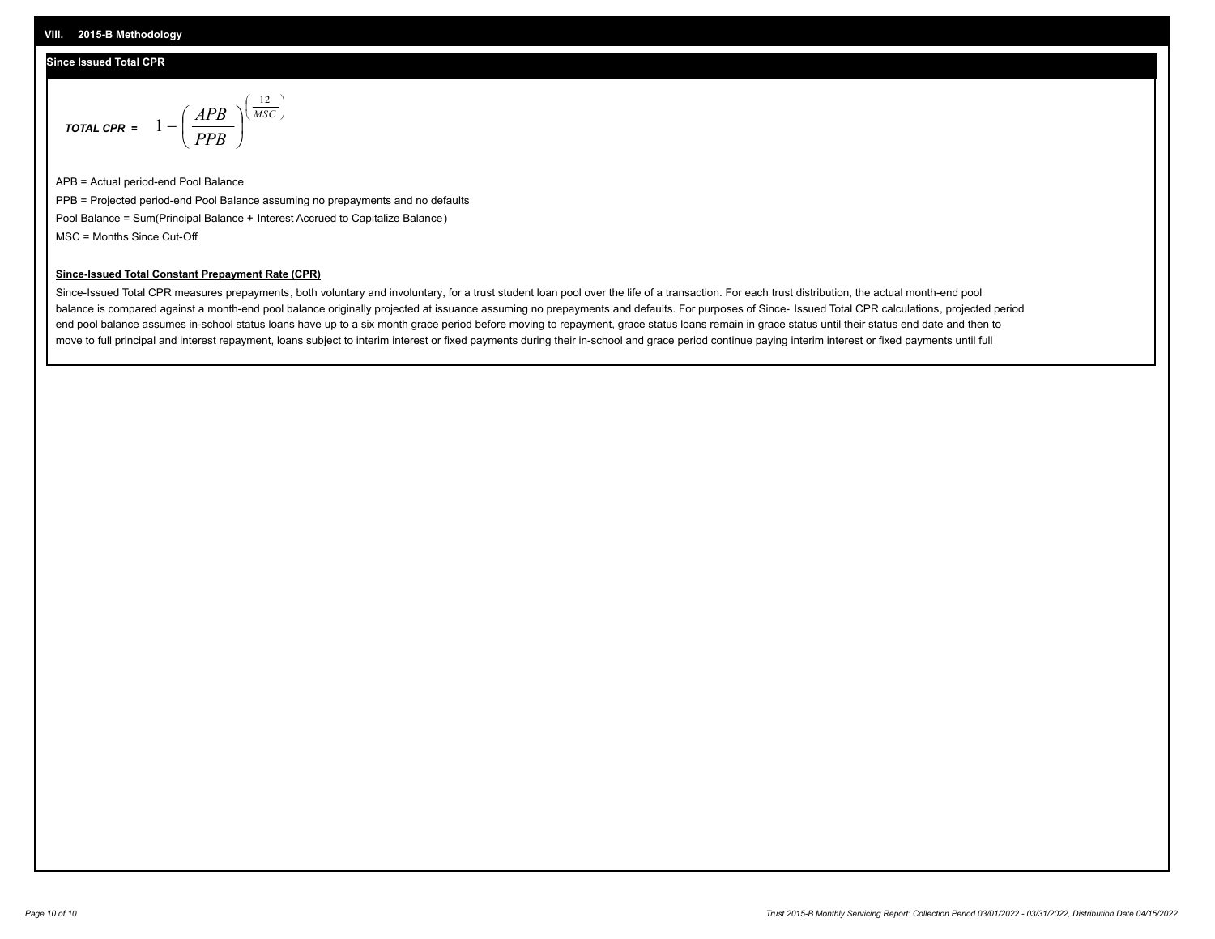## VIII. 2015-B Methodology

### Since Issued Total CPR

$$TOTAL\ CPR = 1 - \left( \frac{APB}{PPB} \right)^{\left( \frac{12}{MSC} \right)}$$

APB = Actual period-end Pool Balance

PPB = Projected period-end Pool Balance assuming no prepayments and no defaults

Pool Balance = Sum(Principal Balance + Interest Accrued to Capitalize Balance)

MSC = Months Since Cut-Off

**Since-Issued Total Constant Prepayment Rate (CPR)**

Since-Issued Total CPR measures prepayments, both voluntary and involuntary, for a trust student loan pool over the life of a transaction. For each trust distribution, the actual month-end pool balance is compared against a month-end pool balance originally projected at issuance assuming no prepayments and defaults. For purposes of Since- Issued Total CPR calculations, projected period end pool balance assumes in-school status loans have up to a six month grace period before moving to repayment, grace status loans remain in grace status until their status end date and then to move to full principal and interest repayment, loans subject to interim interest or fixed payments during their in-school and grace period continue paying interim interest or fixed payments until full